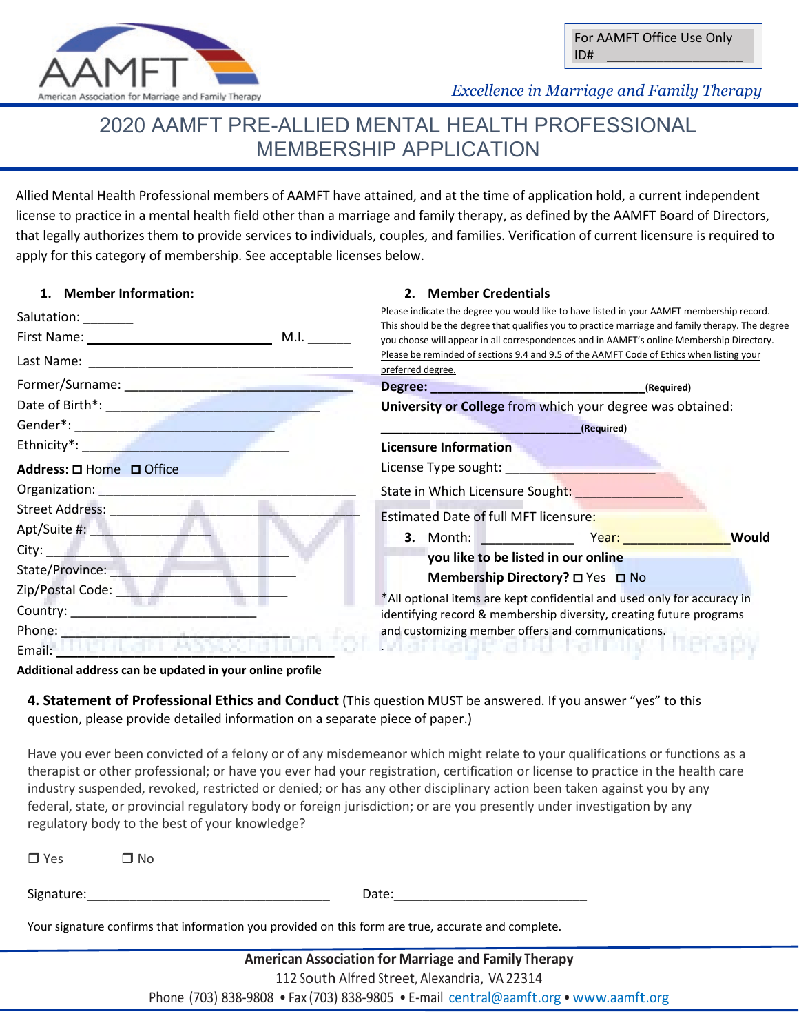For AAMFT Office Use Only
ID# ___________________

*Excellence in Marriage and Family Therapy*

# 2020 AAMFT PRE-ALLIED MENTAL HEALTH PROFESSIONAL MEMBERSHIP APPLICATION

Allied Mental Health Professional members of AAMFT have attained, and at the time of application hold, a current independent license to practice in a mental health field other than a marriage and family therapy, as defined by the AAMFT Board of Directors, that legally authorizes them to provide services to individuals, couples, and families. Verification of current licensure is required to apply for this category of membership. See acceptable licenses below.

## 1. Member Information:

Salutation: _______

First Name: _________________________ M.I. ______

Last Name: ____________________________________

Former/Surname: _______________________________

Date of Birth*: ______________________________

Gender*: ____________________________

Ethnicity*: ____________________________

**Address:** ☐ Home ☐ Office

Organization: ___________________________________

Street Address: __________________________________

Apt/Suite #: ________________

City: ____________________________________

State/Province: __________________________

Zip/Postal Code: __________________________

Country: __________________________

Phone: __________________________________

Email: __________________________________

**Additional address can be updated in your online profile**

## 2. Member Credentials

Please indicate the degree you would like to have listed in your AAMFT membership record. This should be the degree that qualifies you to practice marriage and family therapy. The degree you choose will appear in all correspondences and in AAMFT's online Membership Directory. Please be reminded of sections 9.4 and 9.5 of the AAMFT Code of Ethics when listing your preferred degree.

**Degree:** ________________________________**(Required)**

**University or College** from which your degree was obtained:

______________________________**(Required)**

**Licensure Information**

License Type sought: _____________________

State in Which Licensure Sought: _______________

Estimated Date of full MFT licensure:

Month: _____________ Year: _______________

## 3. Would you like to be listed in our online Membership Directory? ☐ Yes ☐ No

*All optional items are kept confidential and used only for accuracy in identifying record & membership diversity, creating future programs and customizing member offers and communications.

## 4. Statement of Professional Ethics and Conduct

(This question MUST be answered. If you answer "yes" to this question, please provide detailed information on a separate piece of paper.)

Have you ever been convicted of a felony or of any misdemeanor which might relate to your qualifications or functions as a therapist or other professional; or have you ever had your registration, certification or license to practice in the health care industry suspended, revoked, restricted or denied; or has any other disciplinary action been taken against you by any federal, state, or provincial regulatory body or foreign jurisdiction; or are you presently under investigation by any regulatory body to the best of your knowledge?

☐ Yes ☐ No

Signature:__________________________________ Date:___________________________

Your signature confirms that information you provided on this form are true, accurate and complete.

**American Association for Marriage and Family Therapy**
112 South Alfred Street, Alexandria, VA 22314
Phone (703) 838-9808 • Fax (703) 838-9805 • E-mail central@aamft.org • www.aamft.org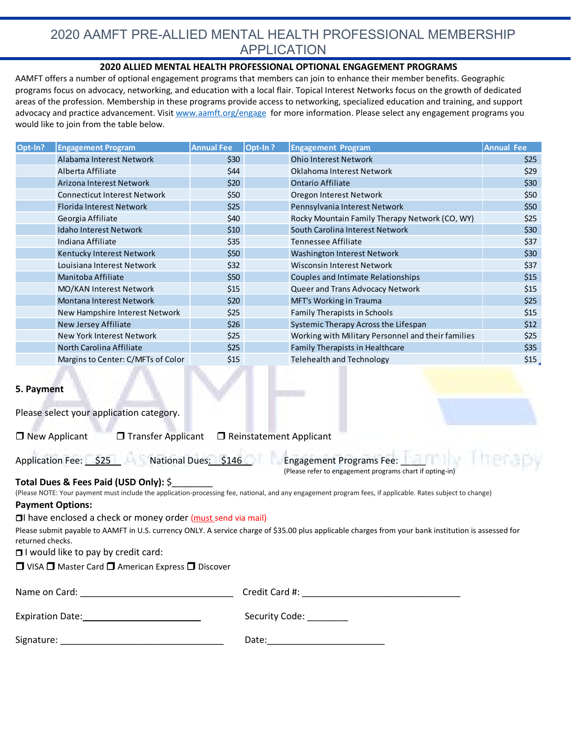# 2020 AAMFT PRE-ALLIED MENTAL HEALTH PROFESSIONAL MEMBERSHIP APPLICATION

## 2020 ALLIED MENTAL HEALTH PROFESSIONAL OPTIONAL ENGAGEMENT PROGRAMS

AAMFT offers a number of optional engagement programs that members can join to enhance their member benefits. Geographic programs focus on advocacy, networking, and education with a local flair. Topical Interest Networks focus on the growth of dedicated areas of the profession. Membership in these programs provide access to networking, specialized education and training, and support advocacy and practice advancement. Visit www.aamft.org/engage for more information. Please select any engagement programs you would like to join from the table below.

| Opt-In? | Engagement Program | Annual Fee | Opt-In ? | Engagement Program | Annual Fee |
|---|---|---|---|---|---|
| | Alabama Interest Network | $30 | | Ohio Interest Network | $25 |
| | Alberta Affiliate | $44 | | Oklahoma Interest Network | $29 |
| | Arizona Interest Network | $20 | | Ontario Affiliate | $30 |
| | Connecticut Interest Network | $50 | | Oregon Interest Network | $50 |
| | Florida Interest Network | $25 | | Pennsylvania Interest Network | $50 |
| | Georgia Affiliate | $40 | | Rocky Mountain Family Therapy Network (CO, WY) | $25 |
| | Idaho Interest Network | $10 | | South Carolina Interest Network | $30 |
| | Indiana Affiliate | $35 | | Tennessee Affiliate | $37 |
| | Kentucky Interest Network | $50 | | Washington Interest Network | $30 |
| | Louisiana Interest Network | $32 | | Wisconsin Interest Network | $37 |
| | Manitoba Affiliate | $50 | | Couples and Intimate Relationships | $15 |
| | MO/KAN Interest Network | $15 | | Queer and Trans Advocacy Network | $15 |
| | Montana Interest Network | $20 | | MFT's Working in Trauma | $25 |
| | New Hampshire Interest Network | $25 | | Family Therapists in Schools | $15 |
| | New Jersey Affiliate | $26 | | Systemic Therapy Across the Lifespan | $12 |
| | New York Interest Network | $25 | | Working with Military Personnel and their families | $25 |
| | North Carolina Affiliate | $25 | | Family Therapists in Healthcare | $35 |
| | Margins to Center: C/MFTs of Color | $15 | | Telehealth and Technology | $15 |

### 5. Payment

Please select your application category.

❒ New Applicant ❒ Transfer Applicant ❒ Reinstatement Applicant

Application Fee: __$25__ National Dues: __$146__ Engagement Programs Fee: ____
(Please refer to engagement programs chart if opting-in)

**Total Dues & Fees Paid (USD Only):** $________

(Please NOTE: Your payment must include the application-processing fee, national, and any engagement program fees, if applicable. Rates subject to change)

**Payment Options:**

❒ I have enclosed a check or money order (must send via mail)

Please submit payable to AAMFT in U.S. currency ONLY. A service charge of $35.00 plus applicable charges from your bank institution is assessed for returned checks.

❒ I would like to pay by credit card:

❒ VISA ❒ Master Card ❒ American Express ❒ Discover

Name on Card: ______________________________ Credit Card #: ______________________________

Expiration Date: ________________________ Security Code: ________

Signature: ________________________________ Date: _______________________